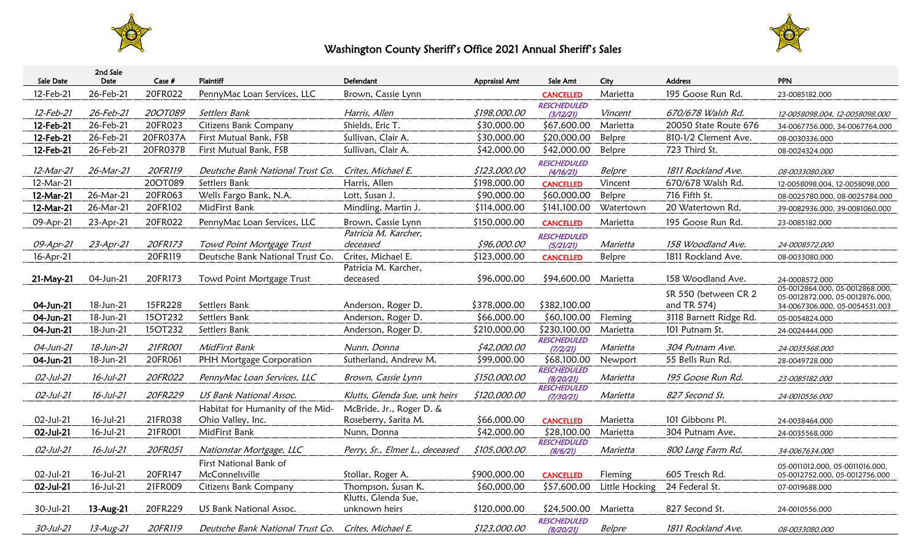# Washington County Sheriff's Office 2021 Annual Sheriff's Sales

| Sale Date | 2nd Sale Date | Case # | Plaintiff | Defendant | Appraisal Amt | Sale Amt | City | Address | PPN |
|---|---|---|---|---|---|---|---|---|---|
| 12-Feb-21 | 26-Feb-21 | 20FR022 | PennyMac Loan Services, LLC | Brown, Cassie Lynn | | CANCELLED | Marietta | 195 Goose Run Rd. | 23-0085182.000 |
| *12-Feb-21* | *26-Feb-21* | *20OT089* | *Settlers Bank* | *Harris, Allen* | *$198,000.00* | *RESCHEDULED (3/12/21)* | *Vincent* | *670/678 Walsh Rd.* | *12-0058098.004, 12-0058098.000* |
| **12-Feb-21** | 26-Feb-21 | 20FR023 | Citizens Bank Company | Shields, Eric T. | $30,000.00 | $67,600.00 | Marietta | 20050 State Route 676 | 34-0067756.000, 34-0067764.000 |
| **12-Feb-21** | 26-Feb-21 | 20FR037A | First Mutual Bank, FSB | Sullivan, Clair A. | $30,000.00 | $20,000.00 | Belpre | 810-1/2 Clement Ave. | 08-0030336.000 |
| **12-Feb-21** | 26-Feb-21 | 20FR037B | First Mutual Bank, FSB | Sullivan, Clair A. | $42,000.00 | $42,000.00 | Belpre | 723 Third St. | 08-0024324.000 |
| *12-Mar-21* | *26-Mar-21* | *20FR119* | *Deutsche Bank National Trust Co.* | *Crites, Michael E.* | *$123,000.00* | *RESCHEDULED (4/16/21)* | *Belpre* | *1811 Rockland Ave.* | *08-0033080.000* |
| 12-Mar-21 | | 20OT089 | Settlers Bank | Harris, Allen | $198,000.00 | CANCELLED | Vincent | 670/678 Walsh Rd. | 12-0058098.004, 12-0058098.000 |
| **12-Mar-21** | 26-Mar-21 | 20FR063 | Wells Fargo Bank, N.A. | Lott, Susan J. | $90,000.00 | $60,000.00 | Belpre | 716 Fifth St. | 08-0025780.000, 08-0025784.000 |
| **12-Mar-21** | 26-Mar-21 | 20FR102 | MidFirst Bank | Mindling, Martin J. | $114,000.00 | $141,100.00 | Watertown | 20 Watertown Rd. | 39-0082936.000, 39-0081060.000 |
| 09-Apr-21 | 23-Apr-21 | 20FR022 | PennyMac Loan Services, LLC | Brown, Cassie Lynn | $150,000.00 | CANCELLED | Marietta | 195 Goose Run Rd. | 23-0085182.000 |
| *09-Apr-21* | *23-Apr-21* | *20FR173* | *Towd Point Mortgage Trust* | *Patricia M. Karcher, deceased* | *$96,000.00* | *RESCHEDULED (5/21/21)* | *Marietta* | *158 Woodland Ave.* | *24-0008572.000* |
| 16-Apr-21 | | 20FR119 | Deutsche Bank National Trust Co. | Crites, Michael E. | $123,000.00 | CANCELLED | Belpre | 1811 Rockland Ave. | 08-0033080.000 |
| **21-May-21** | 04-Jun-21 | 20FR173 | Towd Point Mortgage Trust | Patricia M. Karcher, deceased | $96,000.00 | $94,600.00 | Marietta | 158 Woodland Ave. | 24-0008572.000 |
| **04-Jun-21** | 18-Jun-21 | 15FR228 | Settlers Bank | Anderson, Roger D. | $378,000.00 | $382,100.00 | | SR 550 (between CR 2 and TR 574) | 05-0012864.000, 05-0012868.000, 05-0012872.000, 05-0012876.000, 34-0067306.000, 05-0054531.003 |
| **04-Jun-21** | 18-Jun-21 | 15OT232 | Settlers Bank | Anderson, Roger D. | $66,000.00 | $60,100.00 | Fleming | 3118 Barnett Ridge Rd. | 05-0054824.000 |
| **04-Jun-21** | 18-Jun-21 | 15OT232 | Settlers Bank | Anderson, Roger D. | $210,000.00 | $230,100.00 | Marietta | 101 Putnam St. | 24-0024444.000 |
| *04-Jun-21* | *18-Jun-21* | *21FR001* | *MidFirst Bank* | *Nunn, Donna* | *$42,000.00* | *RESCHEDULED (7/2/21)* | *Marietta* | *304 Putnam Ave.* | *24-0035568.000* |
| **04-Jun-21** | 18-Jun-21 | 20FR061 | PHH Mortgage Corporation | Sutherland, Andrew M. | $99,000.00 | $68,100.00 | Newport | 55 Bells Run Rd. | 28-0049728.000 |
| *02-Jul-21* | *16-Jul-21* | *20FR022* | *PennyMac Loan Services, LLC* | *Brown, Cassie Lynn* | *$150,000.00* | *RESCHEDULED (8/20/21)* | *Marietta* | *195 Goose Run Rd.* | *23-0085182.000* |
| *02-Jul-21* | *16-Jul-21* | *20FR229* | *US Bank National Assoc.* | *Klutts, Glenda Sue, unk heirs* | *$120,000.00* | *RESCHEDULED (7/30/21)* | *Marietta* | *827 Second St.* | *24-0010556.000* |
| 02-Jul-21 | 16-Jul-21 | 21FR038 | Habitat for Humanity of the Mid-Ohio Valley, Inc. | McBride, Jr., Roger D. & Roseberry, Sarita M. | $66,000.00 | CANCELLED | Marietta | 101 Gibbons Pl. | 24-0038464.000 |
| **02-Jul-21** | 16-Jul-21 | 21FR001 | MidFirst Bank | Nunn, Donna | $42,000.00 | $28,100.00 | Marietta | 304 Putnam Ave. | 24-0035568.000 |
| *02-Jul-21* | *16-Jul-21* | *20FR051* | *Nationstar Mortgage, LLC* | *Perry, Sr., Elmer L., deceased* | *$105,000.00* | *RESCHEDULED (8/6/21)* | *Marietta* | *800 Lang Farm Rd.* | *34-0067634.000* |
| 02-Jul-21 | 16-Jul-21 | 20FR147 | First National Bank of McConnelsville | Stollar, Roger A. | $900,000.00 | CANCELLED | Fleming | 605 Tresch Rd. | 05-0011012.000, 05-0011016.000, 05-0012752.000, 05-0012756.000 |
| **02-Jul-21** | 16-Jul-21 | 21FR009 | Citizens Bank Company | Thompson, Susan K. | $60,000.00 | $57,600.00 | Little Hocking | 24 Federal St. | 07-0019688.000 |
| 30-Jul-21 | **13-Aug-21** | 20FR229 | US Bank National Assoc. | Klutts, Glenda Sue, unknown heirs | $120,000.00 | $24,500.00 | Marietta | 827 Second St. | 24-0010556.000 |
| *30-Jul-21* | *13-Aug-21* | *20FR119* | *Deutsche Bank National Trust Co.* | *Crites, Michael E.* | *$123,000.00* | *RESCHEDULED (8/20/21)* | *Belpre* | *1811 Rockland Ave.* | *08-0033080.000* |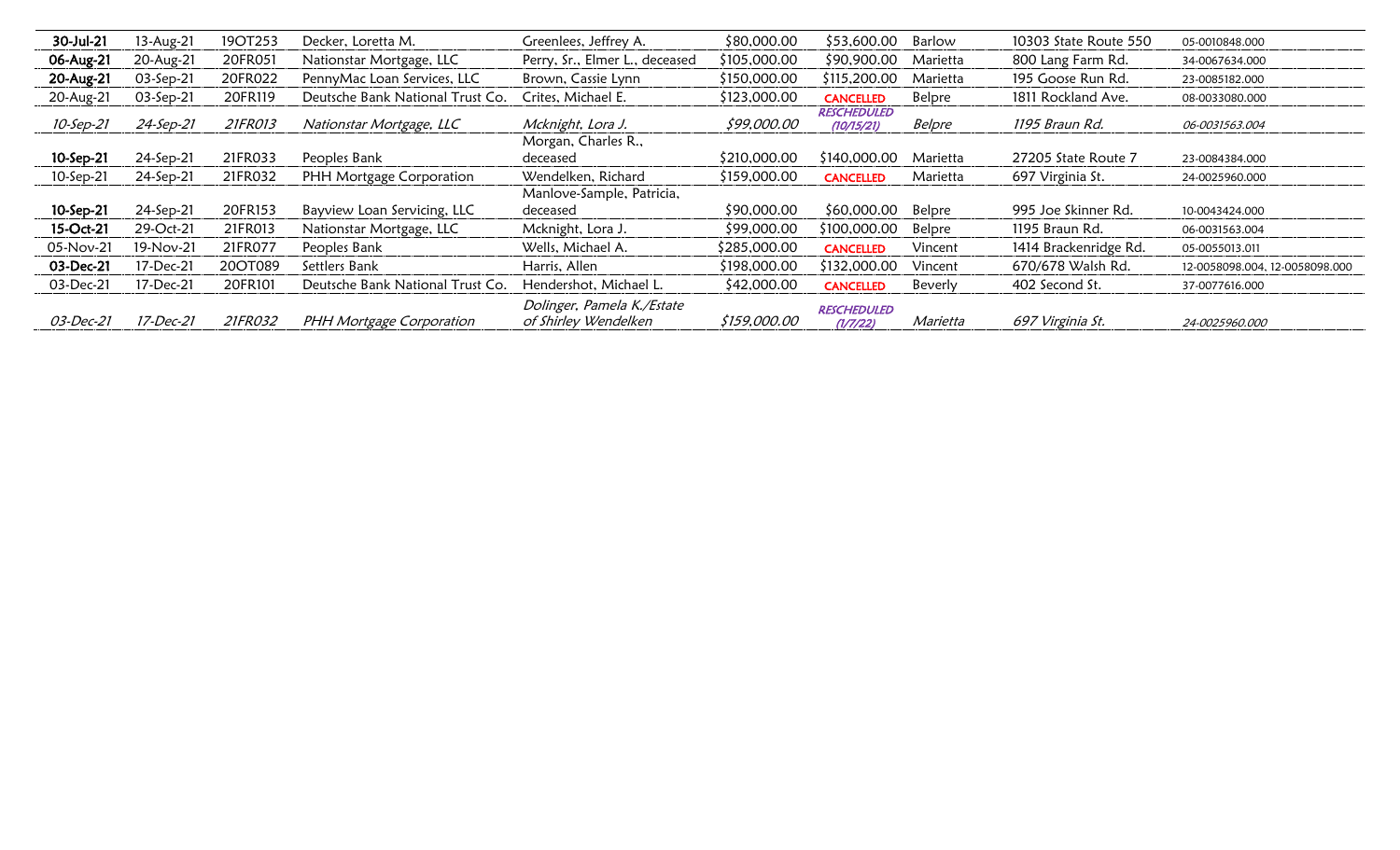| | | | | | | | | | | |
|---|---|---|---|---|---|---|---|---|---|---|
| **30-Jul-21** | 13-Aug-21 | 19OT253 | Decker, Loretta M. | Greenlees, Jeffrey A. | $80,000.00 | $53,600.00 | Barlow | 10303 State Route 550 | 05-0010848.000 |
| **06-Aug-21** | 20-Aug-21 | 20FR051 | Nationstar Mortgage, LLC | Perry, Sr., Elmer L., deceased | $105,000.00 | $90,900.00 | Marietta | 800 Lang Farm Rd. | 34-0067634.000 |
| **20-Aug-21** | 03-Sep-21 | 20FR022 | PennyMac Loan Services, LLC | Brown, Cassie Lynn | $150,000.00 | $115,200.00 | Marietta | 195 Goose Run Rd. | 23-0085182.000 |
| 20-Aug-21 | 03-Sep-21 | 20FR119 | Deutsche Bank National Trust Co. | Crites, Michael E. | $123,000.00 | **CANCELLED** | Belpre | 1811 Rockland Ave. | 08-0033080.000 |
| *10-Sep-21* | *24-Sep-21* | *21FR013* | *Nationstar Mortgage, LLC* | *Mcknight, Lora J.* | *$99,000.00* | ***RESCHEDULED (10/15/21)*** | *Belpre* | *1195 Braun Rd.* | *06-0031563.004* |
| **10-Sep-21** | 24-Sep-21 | 21FR033 | Peoples Bank | Morgan, Charles R., deceased | $210,000.00 | $140,000.00 | Marietta | 27205 State Route 7 | 23-0084384.000 |
| 10-Sep-21 | 24-Sep-21 | 21FR032 | PHH Mortgage Corporation | Wendelken, Richard | $159,000.00 | **CANCELLED** | Marietta | 697 Virginia St. | 24-0025960.000 |
| **10-Sep-21** | 24-Sep-21 | 20FR153 | Bayview Loan Servicing, LLC | Manlove-Sample, Patricia, deceased | $90,000.00 | $60,000.00 | Belpre | 995 Joe Skinner Rd. | 10-0043424.000 |
| **15-Oct-21** | 29-Oct-21 | 21FR013 | Nationstar Mortgage, LLC | Mcknight, Lora J. | $99,000.00 | $100,000.00 | Belpre | 1195 Braun Rd. | 06-0031563.004 |
| 05-Nov-21 | 19-Nov-21 | 21FR077 | Peoples Bank | Wells, Michael A. | $285,000.00 | **CANCELLED** | Vincent | 1414 Brackenridge Rd. | 05-0055013.011 |
| **03-Dec-21** | 17-Dec-21 | 20OT089 | Settlers Bank | Harris, Allen | $198,000.00 | $132,000.00 | Vincent | 670/678 Walsh Rd. | 12-0058098.004, 12-0058098.000 |
| 03-Dec-21 | 17-Dec-21 | 20FR101 | Deutsche Bank National Trust Co. | Hendershot, Michael L. | $42,000.00 | **CANCELLED** | Beverly | 402 Second St. | 37-0077616.000 |
| *03-Dec-21* | *17-Dec-21* | *21FR032* | *PHH Mortgage Corporation* | *Dolinger, Pamela K./Estate of Shirley Wendelken* | *$159,000.00* | ***RESCHEDULED (1/7/22)*** | *Marietta* | *697 Virginia St.* | *24-0025960.000* |